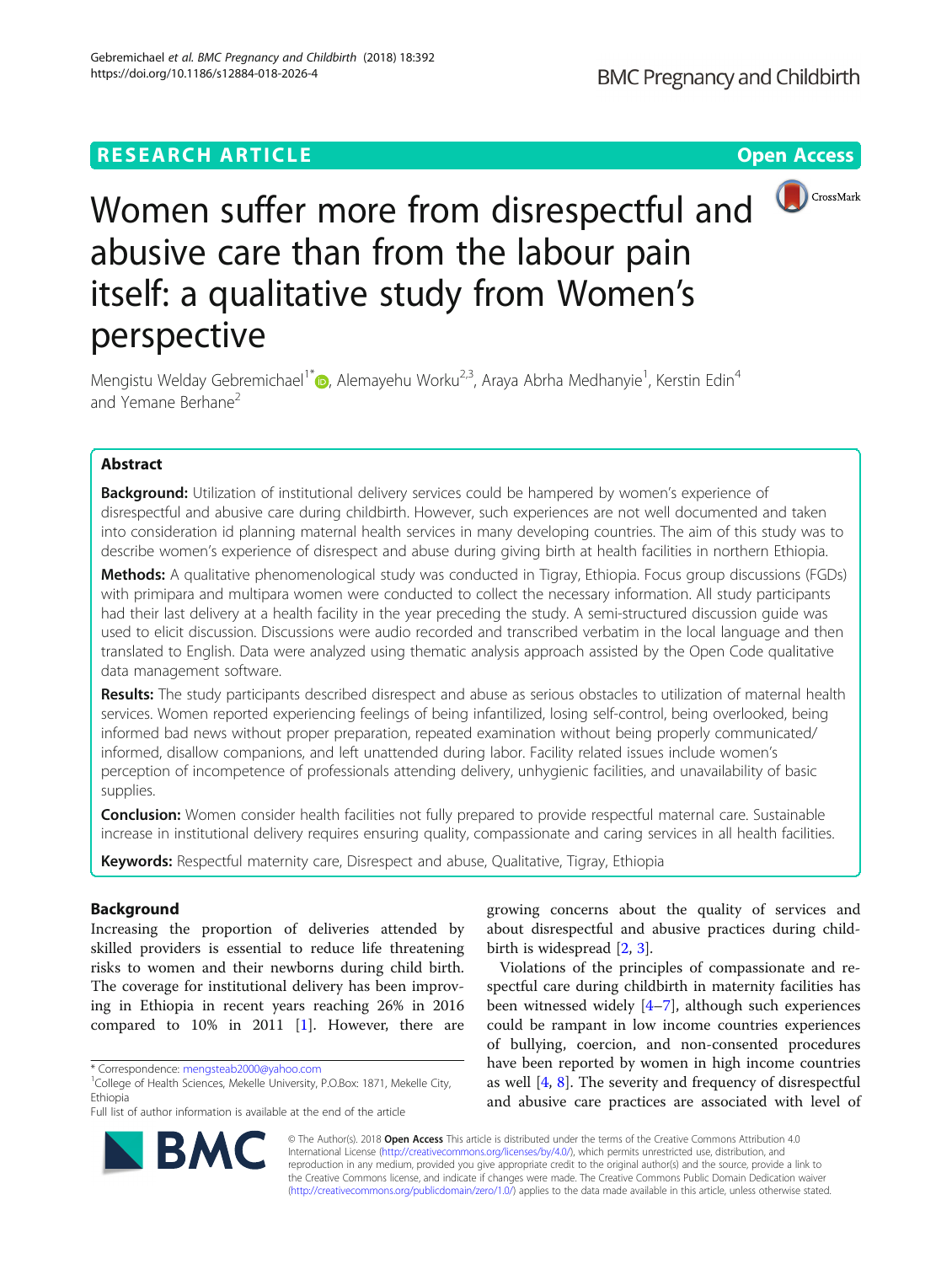## RESEARCH ARTICLE

**Open Access**

# Women suffer more from disrespectful and abusive care than from the labour pain itself: a qualitative study from Women's perspective

Mengistu Welday Gebremichael[1*], Alemayehu Worku[2,3], Araya Abrha Medhanyie[1], Kerstin Edin[4] and Yemane Berhane[2]

## Abstract

**Background:** Utilization of institutional delivery services could be hampered by women's experience of disrespectful and abusive care during childbirth. However, such experiences are not well documented and taken into consideration id planning maternal health services in many developing countries. The aim of this study was to describe women's experience of disrespect and abuse during giving birth at health facilities in northern Ethiopia.

**Methods:** A qualitative phenomenological study was conducted in Tigray, Ethiopia. Focus group discussions (FGDs) with primipara and multipara women were conducted to collect the necessary information. All study participants had their last delivery at a health facility in the year preceding the study. A semi-structured discussion guide was used to elicit discussion. Discussions were audio recorded and transcribed verbatim in the local language and then translated to English. Data were analyzed using thematic analysis approach assisted by the Open Code qualitative data management software.

**Results:** The study participants described disrespect and abuse as serious obstacles to utilization of maternal health services. Women reported experiencing feelings of being infantilized, losing self-control, being overlooked, being informed bad news without proper preparation, repeated examination without being properly communicated/informed, disallow companions, and left unattended during labor. Facility related issues include women's perception of incompetence of professionals attending delivery, unhygienic facilities, and unavailability of basic supplies.

**Conclusion:** Women consider health facilities not fully prepared to provide respectful maternal care. Sustainable increase in institutional delivery requires ensuring quality, compassionate and caring services in all health facilities.

**Keywords:** Respectful maternity care, Disrespect and abuse, Qualitative, Tigray, Ethiopia

## Background

Increasing the proportion of deliveries attended by skilled providers is essential to reduce life threatening risks to women and their newborns during child birth. The coverage for institutional delivery has been improving in Ethiopia in recent years reaching 26% in 2016 compared to 10% in 2011 [1]. However, there are growing concerns about the quality of services and about disrespectful and abusive practices during childbirth is widespread [2, 3].

Violations of the principles of compassionate and respectful care during childbirth in maternity facilities has been witnessed widely [4–7], although such experiences could be rampant in low income countries experiences of bullying, coercion, and non-consented procedures have been reported by women in high income countries as well [4, 8]. The severity and frequency of disrespectful and abusive care practices are associated with level of

\* Correspondence: mengsteab2000@yahoo.com
[1]College of Health Sciences, Mekelle University, P.O.Box: 1871, Mekelle City, Ethiopia
Full list of author information is available at the end of the article

© The Author(s). 2018 **Open Access** This article is distributed under the terms of the Creative Commons Attribution 4.0 International License (http://creativecommons.org/licenses/by/4.0/), which permits unrestricted use, distribution, and reproduction in any medium, provided you give appropriate credit to the original author(s) and the source, provide a link to the Creative Commons license, and indicate if changes were made. The Creative Commons Public Domain Dedication waiver (http://creativecommons.org/publicdomain/zero/1.0/) applies to the data made available in this article, unless otherwise stated.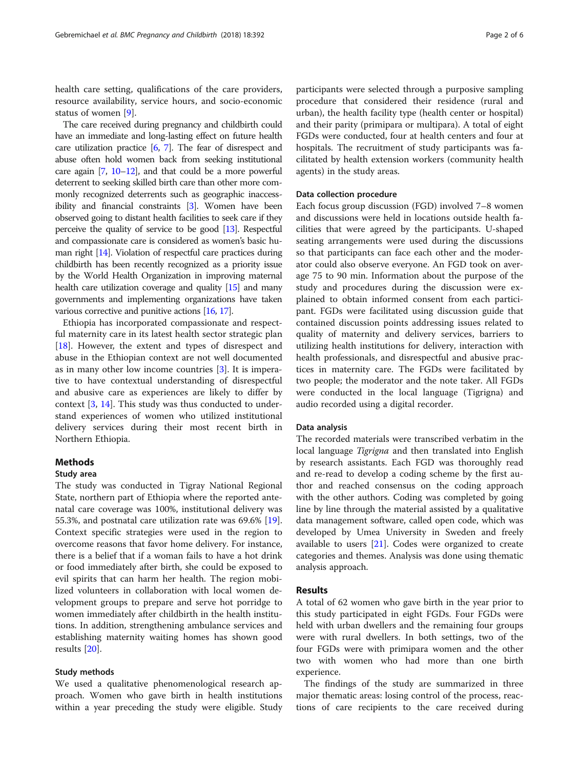health care setting, qualifications of the care providers, resource availability, service hours, and socio-economic status of women [9].

The care received during pregnancy and childbirth could have an immediate and long-lasting effect on future health care utilization practice [6, 7]. The fear of disrespect and abuse often hold women back from seeking institutional care again [7, 10–12], and that could be a more powerful deterrent to seeking skilled birth care than other more commonly recognized deterrents such as geographic inaccessibility and financial constraints [3]. Women have been observed going to distant health facilities to seek care if they perceive the quality of service to be good [13]. Respectful and compassionate care is considered as women's basic human right [14]. Violation of respectful care practices during childbirth has been recently recognized as a priority issue by the World Health Organization in improving maternal health care utilization coverage and quality [15] and many governments and implementing organizations have taken various corrective and punitive actions [16, 17].

Ethiopia has incorporated compassionate and respectful maternity care in its latest health sector strategic plan [18]. However, the extent and types of disrespect and abuse in the Ethiopian context are not well documented as in many other low income countries [3]. It is imperative to have contextual understanding of disrespectful and abusive care as experiences are likely to differ by context [3, 14]. This study was thus conducted to understand experiences of women who utilized institutional delivery services during their most recent birth in Northern Ethiopia.

## Methods

### Study area

The study was conducted in Tigray National Regional State, northern part of Ethiopia where the reported antenatal care coverage was 100%, institutional delivery was 55.3%, and postnatal care utilization rate was 69.6% [19]. Context specific strategies were used in the region to overcome reasons that favor home delivery. For instance, there is a belief that if a woman fails to have a hot drink or food immediately after birth, she could be exposed to evil spirits that can harm her health. The region mobilized volunteers in collaboration with local women development groups to prepare and serve hot porridge to women immediately after childbirth in the health institutions. In addition, strengthening ambulance services and establishing maternity waiting homes has shown good results [20].

### Study methods

We used a qualitative phenomenological research approach. Women who gave birth in health institutions within a year preceding the study were eligible. Study participants were selected through a purposive sampling procedure that considered their residence (rural and urban), the health facility type (health center or hospital) and their parity (primipara or multipara). A total of eight FGDs were conducted, four at health centers and four at hospitals. The recruitment of study participants was facilitated by health extension workers (community health agents) in the study areas.

### Data collection procedure

Each focus group discussion (FGD) involved 7–8 women and discussions were held in locations outside health facilities that were agreed by the participants. U-shaped seating arrangements were used during the discussions so that participants can face each other and the moderator could also observe everyone. An FGD took on average 75 to 90 min. Information about the purpose of the study and procedures during the discussion were explained to obtain informed consent from each participant. FGDs were facilitated using discussion guide that contained discussion points addressing issues related to quality of maternity and delivery services, barriers to utilizing health institutions for delivery, interaction with health professionals, and disrespectful and abusive practices in maternity care. The FGDs were facilitated by two people; the moderator and the note taker. All FGDs were conducted in the local language (Tigrigna) and audio recorded using a digital recorder.

### Data analysis

The recorded materials were transcribed verbatim in the local language *Tigrigna* and then translated into English by research assistants. Each FGD was thoroughly read and re-read to develop a coding scheme by the first author and reached consensus on the coding approach with the other authors. Coding was completed by going line by line through the material assisted by a qualitative data management software, called open code, which was developed by Umea University in Sweden and freely available to users [21]. Codes were organized to create categories and themes. Analysis was done using thematic analysis approach.

## Results

A total of 62 women who gave birth in the year prior to this study participated in eight FGDs. Four FGDs were held with urban dwellers and the remaining four groups were with rural dwellers. In both settings, two of the four FGDs were with primipara women and the other two with women who had more than one birth experience.

The findings of the study are summarized in three major thematic areas: losing control of the process, reactions of care recipients to the care received during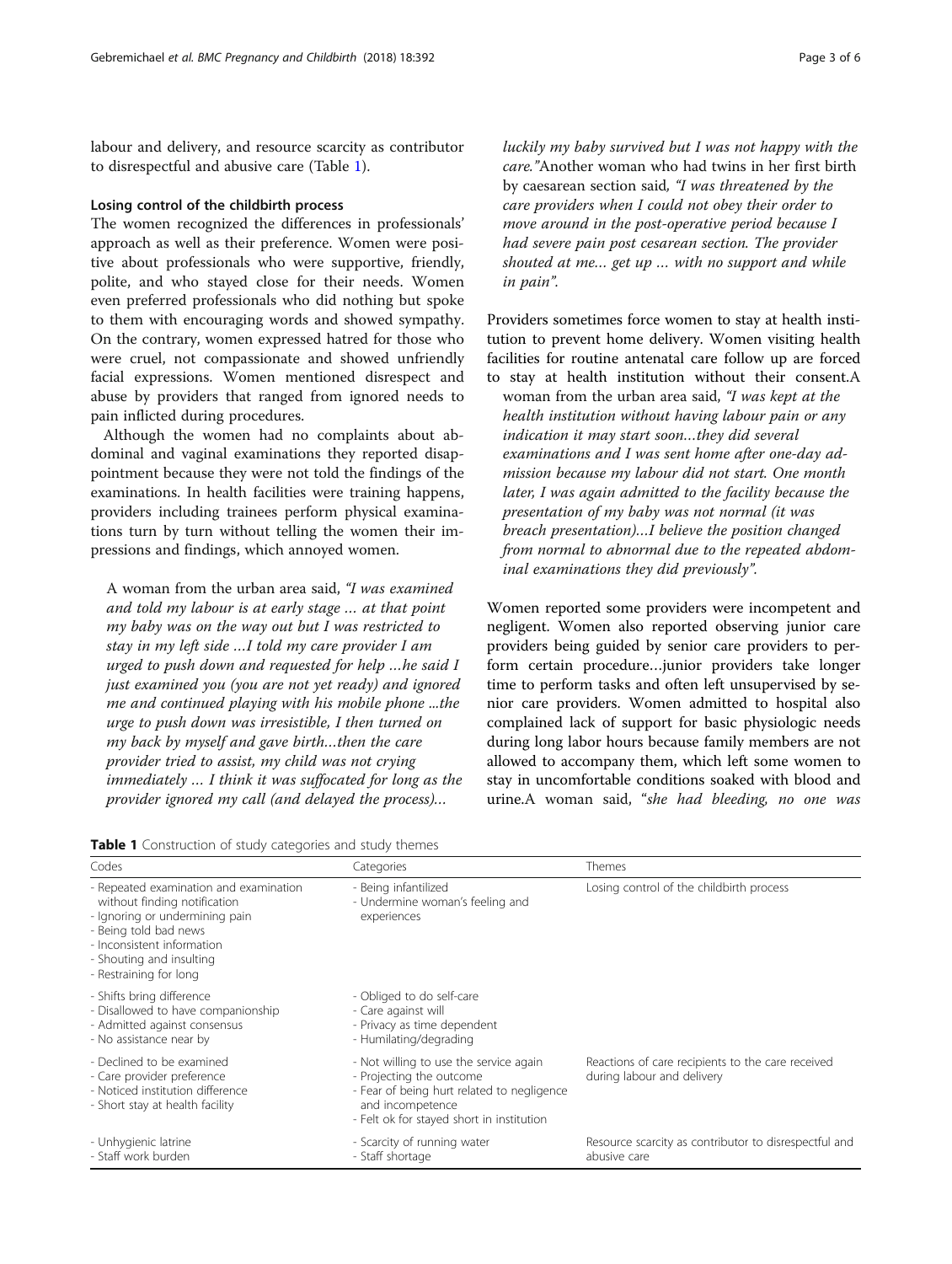labour and delivery, and resource scarcity as contributor to disrespectful and abusive care (Table 1).

### Losing control of the childbirth process

The women recognized the differences in professionals' approach as well as their preference. Women were positive about professionals who were supportive, friendly, polite, and who stayed close for their needs. Women even preferred professionals who did nothing but spoke to them with encouraging words and showed sympathy. On the contrary, women expressed hatred for those who were cruel, not compassionate and showed unfriendly facial expressions. Women mentioned disrespect and abuse by providers that ranged from ignored needs to pain inflicted during procedures.

Although the women had no complaints about abdominal and vaginal examinations they reported disappointment because they were not told the findings of the examinations. In health facilities were training happens, providers including trainees perform physical examinations turn by turn without telling the women their impressions and findings, which annoyed women.

> A woman from the urban area said, *"I was examined and told my labour is at early stage … at that point my baby was on the way out but I was restricted to stay in my left side …I told my care provider I am urged to push down and requested for help …he said I just examined you (you are not yet ready) and ignored me and continued playing with his mobile phone ...the urge to push down was irresistible, I then turned on my back by myself and gave birth…then the care provider tried to assist, my child was not crying immediately … I think it was suffocated for long as the provider ignored my call (and delayed the process)… luckily my baby survived but I was not happy with the care."* Another woman who had twins in her first birth by caesarean section said, *"I was threatened by the care providers when I could not obey their order to move around in the post-operative period because I had severe pain post cesarean section. The provider shouted at me… get up … with no support and while in pain"*.

Providers sometimes force women to stay at health institution to prevent home delivery. Women visiting health facilities for routine antenatal care follow up are forced to stay at health institution without their consent.

> A woman from the urban area said, *"I was kept at the health institution without having labour pain or any indication it may start soon…they did several examinations and I was sent home after one-day admission because my labour did not start. One month later, I was again admitted to the facility because the presentation of my baby was not normal (it was breach presentation)…I believe the position changed from normal to abnormal due to the repeated abdominal examinations they did previously"*.

Women reported some providers were incompetent and negligent. Women also reported observing junior care providers being guided by senior care providers to perform certain procedure…junior providers take longer time to perform tasks and often left unsupervised by senior care providers. Women admitted to hospital also complained lack of support for basic physiologic needs during long labor hours because family members are not allowed to accompany them, which left some women to stay in uncomfortable conditions soaked with blood and urine.A woman said, *"she had bleeding, no one was*

**Table 1** Construction of study categories and study themes

| Codes | Categories | Themes |
|---|---|---|
| - Repeated examination and examination without finding notification<br>- Ignoring or undermining pain<br>- Being told bad news<br>- Inconsistent information<br>- Shouting and insulting<br>- Restraining for long | - Being infantilized<br>- Undermine woman's feeling and experiences | Losing control of the childbirth process |
| - Shifts bring difference<br>- Disallowed to have companionship<br>- Admitted against consensus<br>- No assistance near by | - Obliged to do self-care<br>- Care against will<br>- Privacy as time dependent<br>- Humilating/degrading | |
| - Declined to be examined<br>- Care provider preference<br>- Noticed institution difference<br>- Short stay at health facility | - Not willing to use the service again<br>- Projecting the outcome<br>- Fear of being hurt related to negligence and incompetence<br>- Felt ok for stayed short in institution | Reactions of care recipients to the care received during labour and delivery |
| - Unhygienic latrine<br>- Staff work burden | - Scarcity of running water<br>- Staff shortage | Resource scarcity as contributor to disrespectful and abusive care |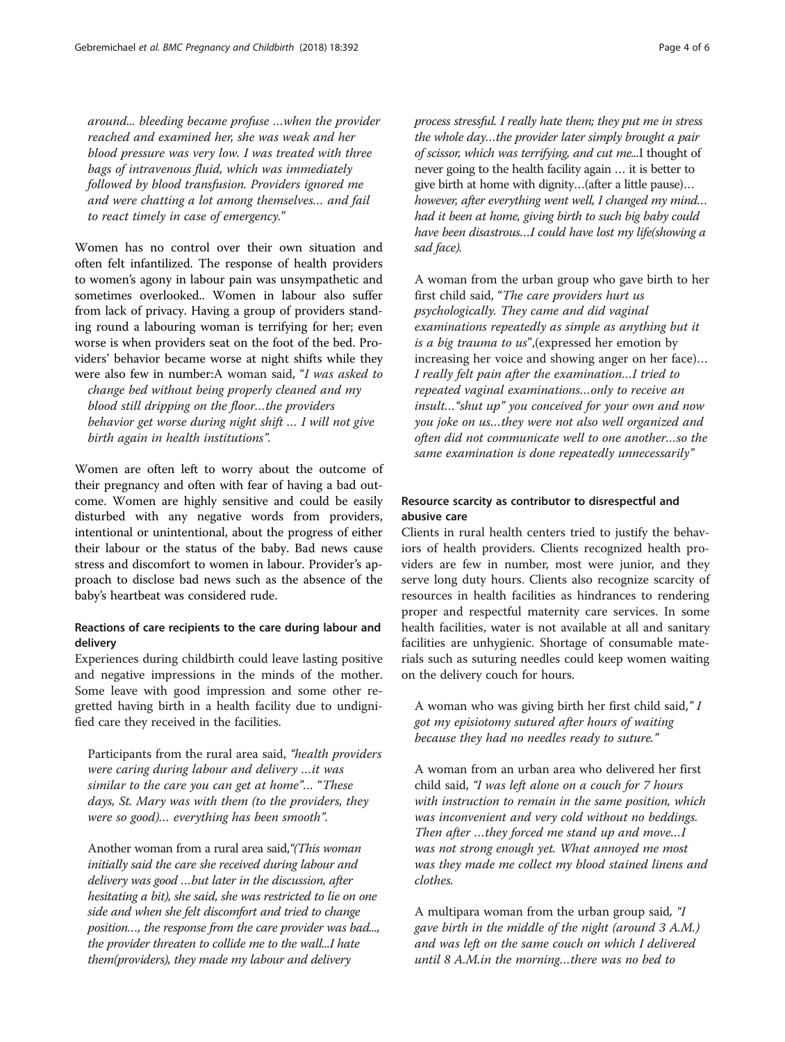*around... bleeding became profuse …when the provider reached and examined her, she was weak and her blood pressure was very low. I was treated with three bags of intravenous fluid, which was immediately followed by blood transfusion. Providers ignored me and were chatting a lot among themselves… and fail to react timely in case of emergency."*

Women has no control over their own situation and often felt infantilized. The response of health providers to women's agony in labour pain was unsympathetic and sometimes overlooked.. Women in labour also suffer from lack of privacy. Having a group of providers standing round a labouring woman is terrifying for her; even worse is when providers seat on the foot of the bed. Providers' behavior became worse at night shifts while they were also few in number:A woman said, "*I was asked to change bed without being properly cleaned and my blood still dripping on the floor…the providers behavior get worse during night shift … I will not give birth again in health institutions".*

Women are often left to worry about the outcome of their pregnancy and often with fear of having a bad outcome. Women are highly sensitive and could be easily disturbed with any negative words from providers, intentional or unintentional, about the progress of either their labour or the status of the baby. Bad news cause stress and discomfort to women in labour. Provider's approach to disclose bad news such as the absence of the baby's heartbeat was considered rude.

#### Reactions of care recipients to the care during labour and delivery

Experiences during childbirth could leave lasting positive and negative impressions in the minds of the mother. Some leave with good impression and some other regretted having birth in a health facility due to undignified care they received in the facilities.

> Participants from the rural area said, *"health providers were caring during labour and delivery …it was similar to the care you can get at home"…* "*These days, St. Mary was with them (to the providers, they were so good)… everything has been smooth".*

> Another woman from a rural area said,*"(This woman initially said the care she received during labour and delivery was good …but later in the discussion, after hesitating a bit), she said, she was restricted to lie on one side and when she felt discomfort and tried to change position…, the response from the care provider was bad..., the provider threaten to collide me to the wall...I hate them(providers), they made my labour and delivery process stressful. I really hate them; they put me in stress the whole day…the provider later simply brought a pair of scissor, which was terrifying, and cut me...*I thought of never going to the health facility again … it is better to give birth at home with dignity…(after a little pause)… *however, after everything went well, I changed my mind… had it been at home, giving birth to such big baby could have been disastrous…I could have lost my life(showing a sad face).*

> A woman from the urban group who gave birth to her first child said, "*The care providers hurt us psychologically. They came and did vaginal examinations repeatedly as simple as anything but it is a big trauma to us*",(expressed her emotion by increasing her voice and showing anger on her face)… *I really felt pain after the examination…I tried to repeated vaginal examinations…only to receive an insult…"shut up" you conceived for your own and now you joke on us…they were not also well organized and often did not communicate well to one another…so the same examination is done repeatedly unnecessarily"*

#### Resource scarcity as contributor to disrespectful and abusive care

Clients in rural health centers tried to justify the behaviors of health providers. Clients recognized health providers are few in number, most were junior, and they serve long duty hours. Clients also recognize scarcity of resources in health facilities as hindrances to rendering proper and respectful maternity care services. In some health facilities, water is not available at all and sanitary facilities are unhygienic. Shortage of consumable materials such as suturing needles could keep women waiting on the delivery couch for hours.

> A woman who was giving birth her first child said,*" I got my episiotomy sutured after hours of waiting because they had no needles ready to suture."*

> A woman from an urban area who delivered her first child said, *"I was left alone on a couch for 7 hours with instruction to remain in the same position, which was inconvenient and very cold without no beddings. Then after …they forced me stand up and move…I was not strong enough yet. What annoyed me most was they made me collect my blood stained linens and clothes.*

> A multipara woman from the urban group said, *"I gave birth in the middle of the night (around 3 A.M.) and was left on the same couch on which I delivered until 8 A.M.in the morning…there was no bed to*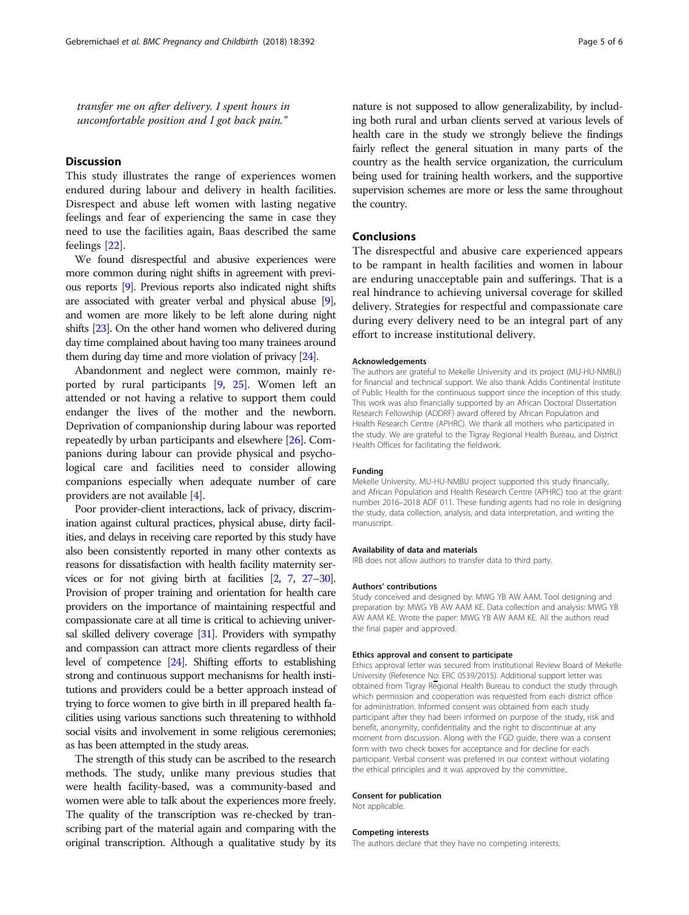*transfer me on after delivery. I spent hours in uncomfortable position and I got back pain."*

## Discussion

This study illustrates the range of experiences women endured during labour and delivery in health facilities. Disrespect and abuse left women with lasting negative feelings and fear of experiencing the same in case they need to use the facilities again, Baas described the same feelings [22].

We found disrespectful and abusive experiences were more common during night shifts in agreement with previous reports [9]. Previous reports also indicated night shifts are associated with greater verbal and physical abuse [9], and women are more likely to be left alone during night shifts [23]. On the other hand women who delivered during day time complained about having too many trainees around them during day time and more violation of privacy [24].

Abandonment and neglect were common, mainly reported by rural participants [9, 25]. Women left an attended or not having a relative to support them could endanger the lives of the mother and the newborn. Deprivation of companionship during labour was reported repeatedly by urban participants and elsewhere [26]. Companions during labour can provide physical and psychological care and facilities need to consider allowing companions especially when adequate number of care providers are not available [4].

Poor provider-client interactions, lack of privacy, discrimination against cultural practices, physical abuse, dirty facilities, and delays in receiving care reported by this study have also been consistently reported in many other contexts as reasons for dissatisfaction with health facility maternity services or for not giving birth at facilities [2, 7, 27–30]. Provision of proper training and orientation for health care providers on the importance of maintaining respectful and compassionate care at all time is critical to achieving universal skilled delivery coverage [31]. Providers with sympathy and compassion can attract more clients regardless of their level of competence [24]. Shifting efforts to establishing strong and continuous support mechanisms for health institutions and providers could be a better approach instead of trying to force women to give birth in ill prepared health facilities using various sanctions such threatening to withhold social visits and involvement in some religious ceremonies; as has been attempted in the study areas.

The strength of this study can be ascribed to the research methods. The study, unlike many previous studies that were health facility-based, was a community-based and women were able to talk about the experiences more freely. The quality of the transcription was re-checked by transcribing part of the material again and comparing with the original transcription. Although a qualitative study by its nature is not supposed to allow generalizability, by including both rural and urban clients served at various levels of health care in the study we strongly believe the findings fairly reflect the general situation in many parts of the country as the health service organization, the curriculum being used for training health workers, and the supportive supervision schemes are more or less the same throughout the country.

## Conclusions

The disrespectful and abusive care experienced appears to be rampant in health facilities and women in labour are enduring unacceptable pain and sufferings. That is a real hindrance to achieving universal coverage for skilled delivery. Strategies for respectful and compassionate care during every delivery need to be an integral part of any effort to increase institutional delivery.

#### Acknowledgements

The authors are grateful to Mekelle University and its project (MU-HU-NMBU) for financial and technical support. We also thank Addis Continental Institute of Public Health for the continuous support since the inception of this study. This work was also financially supported by an African Doctoral Dissertation Research Fellowship (ADDRF) award offered by African Population and Health Research Centre (APHRC). We thank all mothers who participated in the study. We are grateful to the Tigray Regional Health Bureau, and District Health Offices for facilitating the fieldwork.

#### Funding

Mekelle University, MU-HU-NMBU project supported this study financially, and African Population and Health Research Centre (APHRC) too at the grant number 2016–2018 ADF 011. These funding agents had no role in designing the study, data collection, analysis, and data interpretation, and writing the manuscript.

#### Availability of data and materials

IRB does not allow authors to transfer data to third party.

#### Authors' contributions

Study conceived and designed by: MWG YB AW AAM. Tool designing and preparation by: MWG YB AW AAM KE. Data collection and analysis: MWG YB AW AAM KE. Wrote the paper: MWG YB AW AAM KE. All the authors read the final paper and approved.

#### Ethics approval and consent to participate

Ethics approval letter was secured from Institutional Review Board of Mekelle University (Reference No: ERC 0539/2015). Additional support letter was obtained from Tigray Regional Health Bureau to conduct the study through which permission and cooperation was requested from each district office for administration. Informed consent was obtained from each study participant after they had been informed on purpose of the study, risk and benefit, anonymity, confidentiality and the right to discontinue at any moment from discussion. Along with the FGD guide, there was a consent form with two check boxes for acceptance and for decline for each participant. Verbal consent was preferred in our context without violating the ethical principles and it was approved by the committee..

#### Consent for publication

Not applicable.

#### Competing interests

The authors declare that they have no competing interests.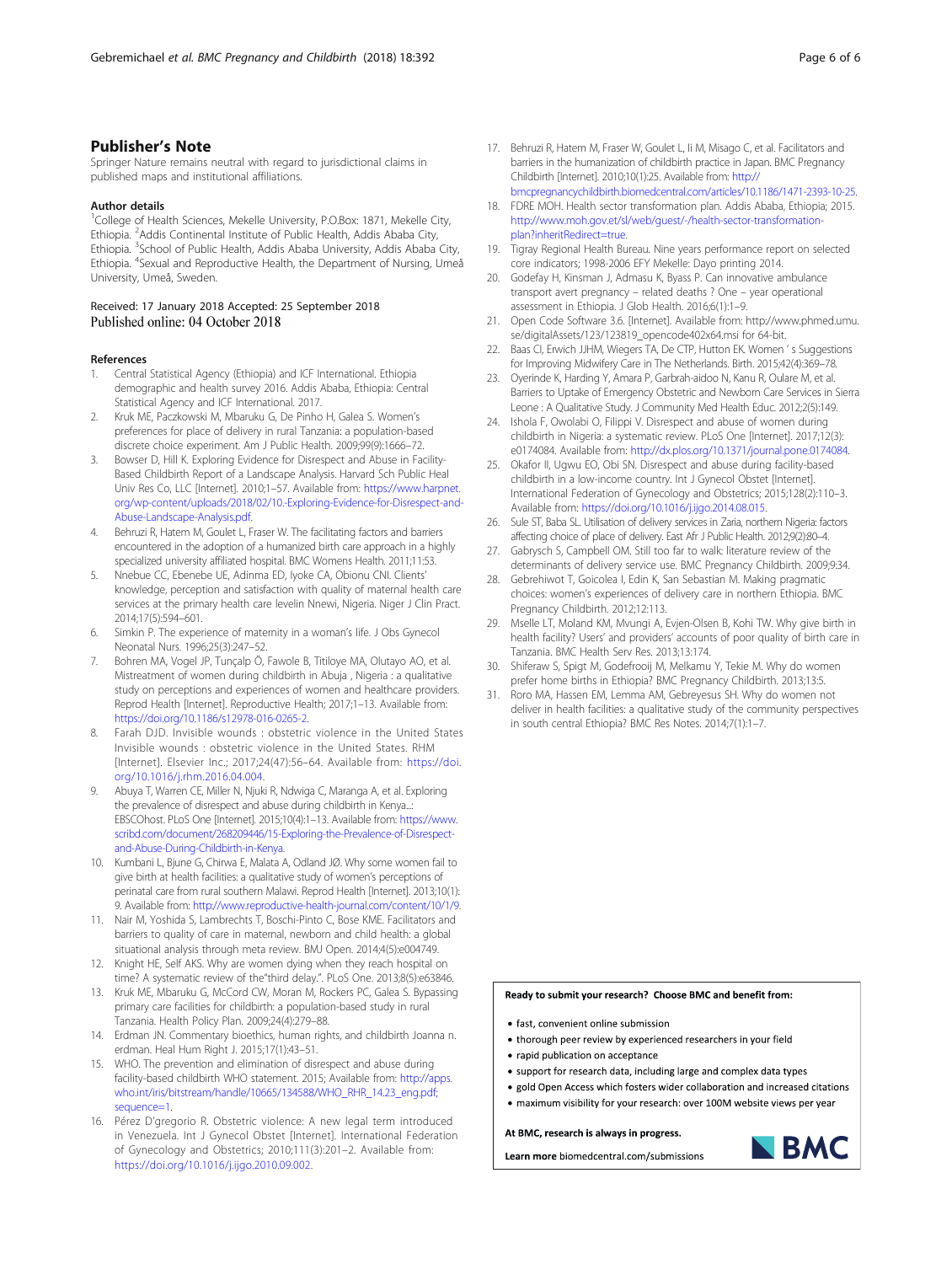## Publisher's Note

Springer Nature remains neutral with regard to jurisdictional claims in published maps and institutional affiliations.

### Author details

[1]College of Health Sciences, Mekelle University, P.O.Box: 1871, Mekelle City, Ethiopia. [2]Addis Continental Institute of Public Health, Addis Ababa City, Ethiopia. [3]School of Public Health, Addis Ababa University, Addis Ababa City, Ethiopia. [4]Sexual and Reproductive Health, the Department of Nursing, Umeå University, Umeå, Sweden.

Received: 17 January 2018 Accepted: 25 September 2018
Published online: 04 October 2018

### References

1. Central Statistical Agency (Ethiopia) and ICF International. Ethiopia demographic and health survey 2016. Addis Ababa, Ethiopia: Central Statistical Agency and ICF International. 2017.
2. Kruk ME, Paczkowski M, Mbaruku G, De Pinho H, Galea S. Women's preferences for place of delivery in rural Tanzania: a population-based discrete choice experiment. Am J Public Health. 2009;99(9):1666–72.
3. Bowser D, Hill K. Exploring Evidence for Disrespect and Abuse in Facility-Based Childbirth Report of a Landscape Analysis. Harvard Sch Public Heal Univ Res Co, LLC [Internet]. 2010;1–57. Available from: https://www.harpnet.org/wp-content/uploads/2018/02/10.-Exploring-Evidence-for-Disrespect-and-Abuse-Landscape-Analysis.pdf.
4. Behruzi R, Hatem M, Goulet L, Fraser W. The facilitating factors and barriers encountered in the adoption of a humanized birth care approach in a highly specialized university affiliated hospital. BMC Womens Health. 2011;11:53.
5. Nnebue CC, Ebenebe UE, Adinma ED, Iyoke CA, Obionu CNI. Clients' knowledge, perception and satisfaction with quality of maternal health care services at the primary health care levelin Nnewi, Nigeria. Niger J Clin Pract. 2014;17(5):594–601.
6. Simkin P. The experience of maternity in a woman's life. J Obs Gynecol Neonatal Nurs. 1996;25(3):247–52.
7. Bohren MA, Vogel JP, Tunçalp Ö, Fawole B, Titiloye MA, Olutayo AO, et al. Mistreatment of women during childbirth in Abuja , Nigeria : a qualitative study on perceptions and experiences of women and healthcare providers. Reprod Health [Internet]. Reproductive Health; 2017;1–13. Available from: https://doi.org/10.1186/s12978-016-0265-2.
8. Farah DJD. Invisible wounds : obstetric violence in the United States Invisible wounds : obstetric violence in the United States. RHM [Internet]. Elsevier Inc.; 2017;24(47):56–64. Available from: https://doi.org/10.1016/j.rhm.2016.04.004.
9. Abuya T, Warren CE, Miller N, Njuki R, Ndwiga C, Maranga A, et al. Exploring the prevalence of disrespect and abuse during childbirth in Kenya...: EBSCOhost. PLoS One [Internet]. 2015;10(4):1–13. Available from: https://www.scribd.com/document/268209446/15-Exploring-the-Prevalence-of-Disrespect-and-Abuse-During-Childbirth-in-Kenya.
10. Kumbani L, Bjune G, Chirwa E, Malata A, Odland JØ. Why some women fail to give birth at health facilities: a qualitative study of women's perceptions of perinatal care from rural southern Malawi. Reprod Health [Internet]. 2013;10(1): 9. Available from: http://www.reproductive-health-journal.com/content/10/1/9.
11. Nair M, Yoshida S, Lambrechts T, Boschi-Pinto C, Bose KME. Facilitators and barriers to quality of care in maternal, newborn and child health: a global situational analysis through meta review. BMJ Open. 2014;4(5):e004749.
12. Knight HE, Self AKS. Why are women dying when they reach hospital on time? A systematic review of the"third delay.". PLoS One. 2013;8(5):e63846.
13. Kruk ME, Mbaruku G, McCord CW, Moran M, Rockers PC, Galea S. Bypassing primary care facilities for childbirth: a population-based study in rural Tanzania. Health Policy Plan. 2009;24(4):279–88.
14. Erdman JN. Commentary bioethics, human rights, and childbirth Joanna n. erdman. Heal Hum Right J. 2015;17(1):43–51.
15. WHO. The prevention and elimination of disrespect and abuse during facility-based childbirth WHO statement. 2015; Available from: http://apps.who.int/iris/bitstream/handle/10665/134588/WHO_RHR_14.23_eng.pdf;sequence=1.
16. Pérez D'gregorio R. Obstetric violence: A new legal term introduced in Venezuela. Int J Gynecol Obstet [Internet]. International Federation of Gynecology and Obstetrics; 2010;111(3):201–2. Available from: https://doi.org/10.1016/j.ijgo.2010.09.002.
17. Behruzi R, Hatem M, Fraser W, Goulet L, Ii M, Misago C, et al. Facilitators and barriers in the humanization of childbirth practice in Japan. BMC Pregnancy Childbirth [Internet]. 2010;10(1):25. Available from: http://bmcpregnancychildbirth.biomedcentral.com/articles/10.1186/1471-2393-10-25.
18. FDRE MOH. Health sector transformation plan. Addis Ababa, Ethiopia; 2015. http://www.moh.gov.et/sl/web/guest/-/health-sector-transformation-plan?inheritRedirect=true.
19. Tigray Regional Health Bureau. Nine years performance report on selected core indicators; 1998-2006 EFY Mekelle: Dayo printing 2014.
20. Godefay H, Kinsman J, Admasu K, Byass P. Can innovative ambulance transport avert pregnancy – related deaths ? One – year operational assessment in Ethiopia. J Glob Health. 2016;6(1):1–9.
21. Open Code Software 3.6. [Internet]. Available from: http://www.phmed.umu.se/digitalAssets/123/123819_opencode402x64.msi for 64-bit.
22. Baas CI, Erwich JJHM, Wiegers TA, De CTP, Hutton EK. Women ' s Suggestions for Improving Midwifery Care in The Netherlands. Birth. 2015;42(4):369–78.
23. Oyerinde K, Harding Y, Amara P, Garbrah-aidoo N, Kanu R, Oulare M, et al. Barriers to Uptake of Emergency Obstetric and Newborn Care Services in Sierra Leone : A Qualitative Study. J Community Med Health Educ. 2012;2(5):149.
24. Ishola F, Owolabi O, Filippi V. Disrespect and abuse of women during childbirth in Nigeria: a systematic review. PLoS One [Internet]. 2017;12(3): e0174084. Available from: http://dx.plos.org/10.1371/journal.pone.0174084.
25. Okafor II, Ugwu EO, Obi SN. Disrespect and abuse during facility-based childbirth in a low-income country. Int J Gynecol Obstet [Internet]. International Federation of Gynecology and Obstetrics; 2015;128(2):110–3. Available from: https://doi.org/10.1016/j.ijgo.2014.08.015.
26. Sule ST, Baba SL. Utilisation of delivery services in Zaria, northern Nigeria: factors affecting choice of place of delivery. East Afr J Public Health. 2012;9(2):80–4.
27. Gabrysch S, Campbell OM. Still too far to walk: literature review of the determinants of delivery service use. BMC Pregnancy Childbirth. 2009;9:34.
28. Gebrehiwot T, Goicolea I, Edin K, San Sebastian M. Making pragmatic choices: women's experiences of delivery care in northern Ethiopia. BMC Pregnancy Childbirth. 2012;12:113.
29. Mselle LT, Moland KM, Mvungi A, Evjen-Olsen B, Kohi TW. Why give birth in health facility? Users' and providers' accounts of poor quality of birth care in Tanzania. BMC Health Serv Res. 2013;13:174.
30. Shiferaw S, Spigt M, Godefrooij M, Melkamu Y, Tekie M. Why do women prefer home births in Ethiopia? BMC Pregnancy Childbirth. 2013;13:5.
31. Roro MA, Hassen EM, Lemma AM, Gebreyesus SH. Why do women not deliver in health facilities: a qualitative study of the community perspectives in south central Ethiopia? BMC Res Notes. 2014;7(1):1–7.

**Ready to submit your research? Choose BMC and benefit from:**

- fast, convenient online submission
- thorough peer review by experienced researchers in your field
- rapid publication on acceptance
- support for research data, including large and complex data types
- gold Open Access which fosters wider collaboration and increased citations
- maximum visibility for your research: over 100M website views per year

**At BMC, research is always in progress.**

**Learn more** biomedcentral.com/submissions